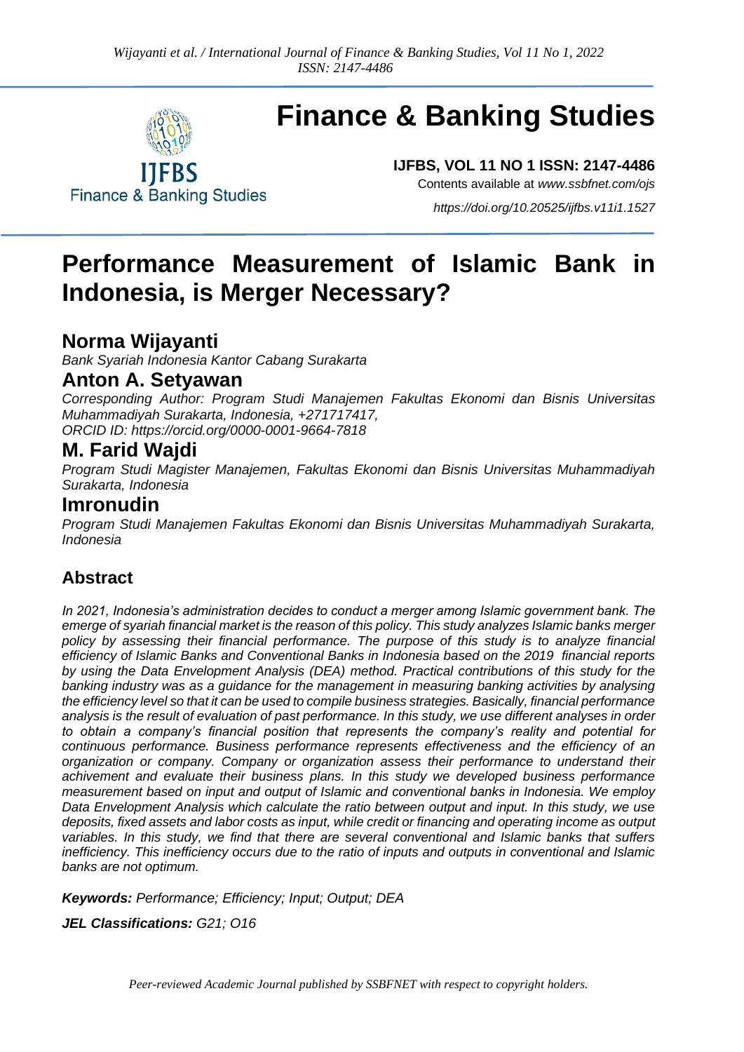# Finance & Banking Studies

**IJFBS, VOL 11 NO 1 ISSN: 2147-4486**

Contents available at *www.ssbfnet.com/ojs*

*https://doi.org/10.20525/ijfbs.v11i1.1527*

# Performance Measurement of Islamic Bank in Indonesia, is Merger Necessary?

## Norma Wijayanti

*Bank Syariah Indonesia Kantor Cabang Surakarta*

## Anton A. Setyawan

*Corresponding Author: Program Studi Manajemen Fakultas Ekonomi dan Bisnis Universitas Muhammadiyah Surakarta, Indonesia, +271717417,*
*ORCID ID: https://orcid.org/0000-0001-9664-7818*

## M. Farid Wajdi

*Program Studi Magister Manajemen, Fakultas Ekonomi dan Bisnis Universitas Muhammadiyah Surakarta, Indonesia*

## Imronudin

*Program Studi Manajemen Fakultas Ekonomi dan Bisnis Universitas Muhammadiyah Surakarta, Indonesia*

## Abstract

*In 2021, Indonesia's administration decides to conduct a merger among Islamic government bank. The emerge of syariah financial market is the reason of this policy. This study analyzes Islamic banks merger policy by assessing their financial performance. The purpose of this study is to analyze financial efficiency of Islamic Banks and Conventional Banks in Indonesia based on the 2019 financial reports by using the Data Envelopment Analysis (DEA) method. Practical contributions of this study for the banking industry was as a guidance for the management in measuring banking activities by analysing the efficiency level so that it can be used to compile business strategies. Basically, financial performance analysis is the result of evaluation of past performance. In this study, we use different analyses in order to obtain a company's financial position that represents the company's reality and potential for continuous performance. Business performance represents effectiveness and the efficiency of an organization or company. Company or organization assess their performance to understand their achivement and evaluate their business plans. In this study we developed business performance measurement based on input and output of Islamic and conventional banks in Indonesia. We employ Data Envelopment Analysis which calculate the ratio between output and input. In this study, we use deposits, fixed assets and labor costs as input, while credit or financing and operating income as output variables. In this study, we find that there are several conventional and Islamic banks that suffers inefficiency. This inefficiency occurs due to the ratio of inputs and outputs in conventional and Islamic banks are not optimum.*

***Keywords:*** *Performance; Efficiency; Input; Output; DEA*

***JEL Classifications:*** *G21; O16*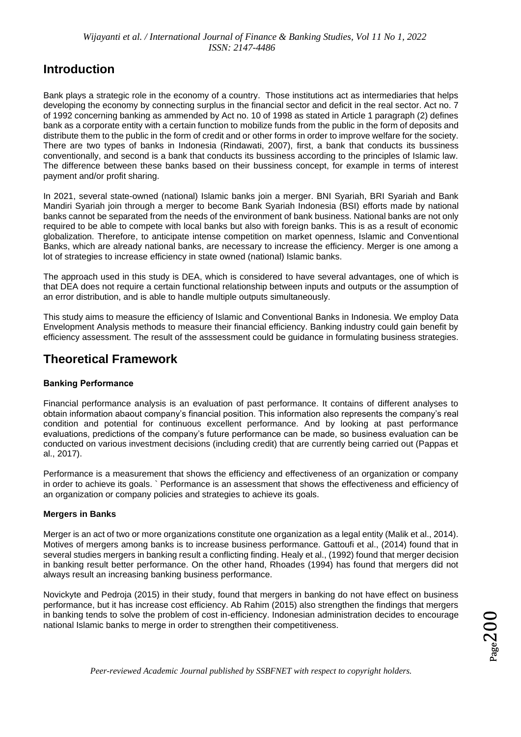## Introduction

Bank plays a strategic role in the economy of a country. Those institutions act as intermediaries that helps developing the economy by connecting surplus in the financial sector and deficit in the real sector. Act no. 7 of 1992 concerning banking as ammended by Act no. 10 of 1998 as stated in Article 1 paragraph (2) defines bank as a corporate entity with a certain function to mobilize funds from the public in the form of deposits and distribute them to the public in the form of credit and or other forms in order to improve welfare for the society. There are two types of banks in Indonesia (Rindawati, 2007), first, a bank that conducts its bussiness conventionally, and second is a bank that conducts its bussiness according to the principles of Islamic law. The difference between these banks based on their bussiness concept, for example in terms of interest payment and/or profit sharing.

In 2021, several state-owned (national) Islamic banks join a merger. BNI Syariah, BRI Syariah and Bank Mandiri Syariah join through a merger to become Bank Syariah Indonesia (BSI) efforts made by national banks cannot be separated from the needs of the environment of bank business. National banks are not only required to be able to compete with local banks but also with foreign banks. This is as a result of economic globalization. Therefore, to anticipate intense competition on market openness, Islamic and Conventional Banks, which are already national banks, are necessary to increase the efficiency. Merger is one among a lot of strategies to increase efficiency in state owned (national) Islamic banks.

The approach used in this study is DEA, which is considered to have several advantages, one of which is that DEA does not require a certain functional relationship between inputs and outputs or the assumption of an error distribution, and is able to handle multiple outputs simultaneously.

This study aims to measure the efficiency of Islamic and Conventional Banks in Indonesia. We employ Data Envelopment Analysis methods to measure their financial efficiency. Banking industry could gain benefit by efficiency assessment. The result of the asssessment could be guidance in formulating business strategies.

## Theoretical Framework

### Banking Performance

Financial performance analysis is an evaluation of past performance. It contains of different analyses to obtain information abaout company's financial position. This information also represents the company's real condition and potential for continuous excellent performance. And by looking at past performance evaluations, predictions of the company's future performance can be made, so business evaluation can be conducted on various investment decisions (including credit) that are currently being carried out (Pappas et al., 2017).

Performance is a measurement that shows the efficiency and effectiveness of an organization or company in order to achieve its goals. ` Performance is an assessment that shows the effectiveness and efficiency of an organization or company policies and strategies to achieve its goals.

### Mergers in Banks

Merger is an act of two or more organizations constitute one organization as a legal entity (Malik et al., 2014). Motives of mergers among banks is to increase business performance. Gattoufi et al., (2014) found that in several studies mergers in banking result a conflicting finding. Healy et al., (1992) found that merger decision in banking result better performance. On the other hand, Rhoades (1994) has found that mergers did not always result an increasing banking business performance.

Novickyte and Pedroja (2015) in their study, found that mergers in banking do not have effect on business performance, but it has increase cost efficiency. Ab Rahim (2015) also strengthen the findings that mergers in banking tends to solve the problem of cost in-efficiency. Indonesian administration decides to encourage national Islamic banks to merge in order to strengthen their competitiveness.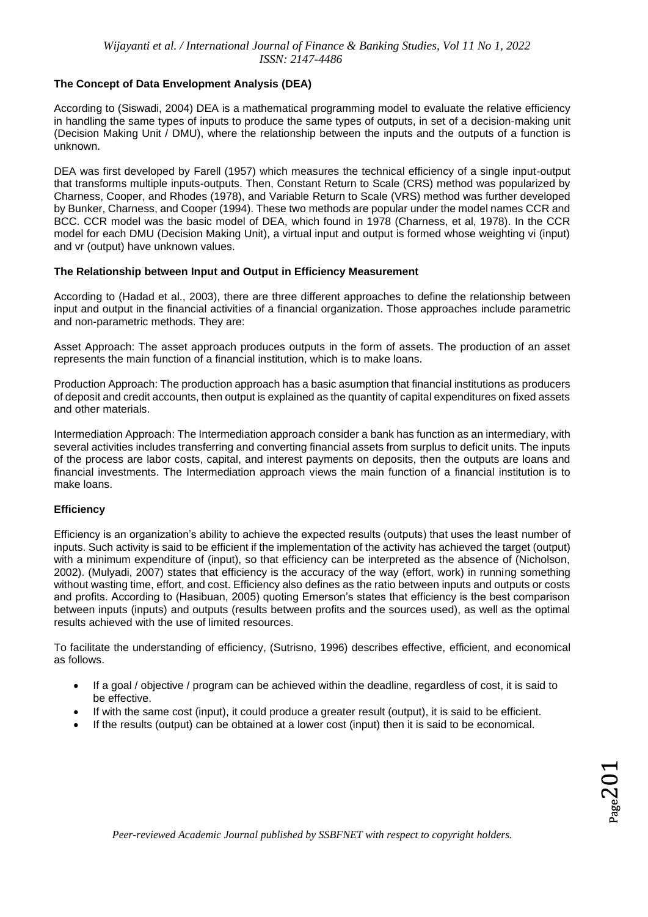### The Concept of Data Envelopment Analysis (DEA)

According to (Siswadi, 2004) DEA is a mathematical programming model to evaluate the relative efficiency in handling the same types of inputs to produce the same types of outputs, in set of a decision-making unit (Decision Making Unit / DMU), where the relationship between the inputs and the outputs of a function is unknown.

DEA was first developed by Farell (1957) which measures the technical efficiency of a single input-output that transforms multiple inputs-outputs. Then, Constant Return to Scale (CRS) method was popularized by Charness, Cooper, and Rhodes (1978), and Variable Return to Scale (VRS) method was further developed by Bunker, Charness, and Cooper (1994). These two methods are popular under the model names CCR and BCC. CCR model was the basic model of DEA, which found in 1978 (Charness, et al, 1978). In the CCR model for each DMU (Decision Making Unit), a virtual input and output is formed whose weighting vi (input) and vr (output) have unknown values.

### The Relationship between Input and Output in Efficiency Measurement

According to (Hadad et al., 2003), there are three different approaches to define the relationship between input and output in the financial activities of a financial organization. Those approaches include parametric and non-parametric methods. They are:

Asset Approach: The asset approach produces outputs in the form of assets. The production of an asset represents the main function of a financial institution, which is to make loans.

Production Approach: The production approach has a basic asumption that financial institutions as producers of deposit and credit accounts, then output is explained as the quantity of capital expenditures on fixed assets and other materials.

Intermediation Approach: The Intermediation approach consider a bank has function as an intermediary, with several activities includes transferring and converting financial assets from surplus to deficit units. The inputs of the process are labor costs, capital, and interest payments on deposits, then the outputs are loans and financial investments. The Intermediation approach views the main function of a financial institution is to make loans.

### Efficiency

Efficiency is an organization's ability to achieve the expected results (outputs) that uses the least number of inputs. Such activity is said to be efficient if the implementation of the activity has achieved the target (output) with a minimum expenditure of (input), so that efficiency can be interpreted as the absence of (Nicholson, 2002). (Mulyadi, 2007) states that efficiency is the accuracy of the way (effort, work) in running something without wasting time, effort, and cost. Efficiency also defines as the ratio between inputs and outputs or costs and profits. According to (Hasibuan, 2005) quoting Emerson's states that efficiency is the best comparison between inputs (inputs) and outputs (results between profits and the sources used), as well as the optimal results achieved with the use of limited resources.

To facilitate the understanding of efficiency, (Sutrisno, 1996) describes effective, efficient, and economical as follows.

- If a goal / objective / program can be achieved within the deadline, regardless of cost, it is said to be effective.
- If with the same cost (input), it could produce a greater result (output), it is said to be efficient.
- If the results (output) can be obtained at a lower cost (input) then it is said to be economical.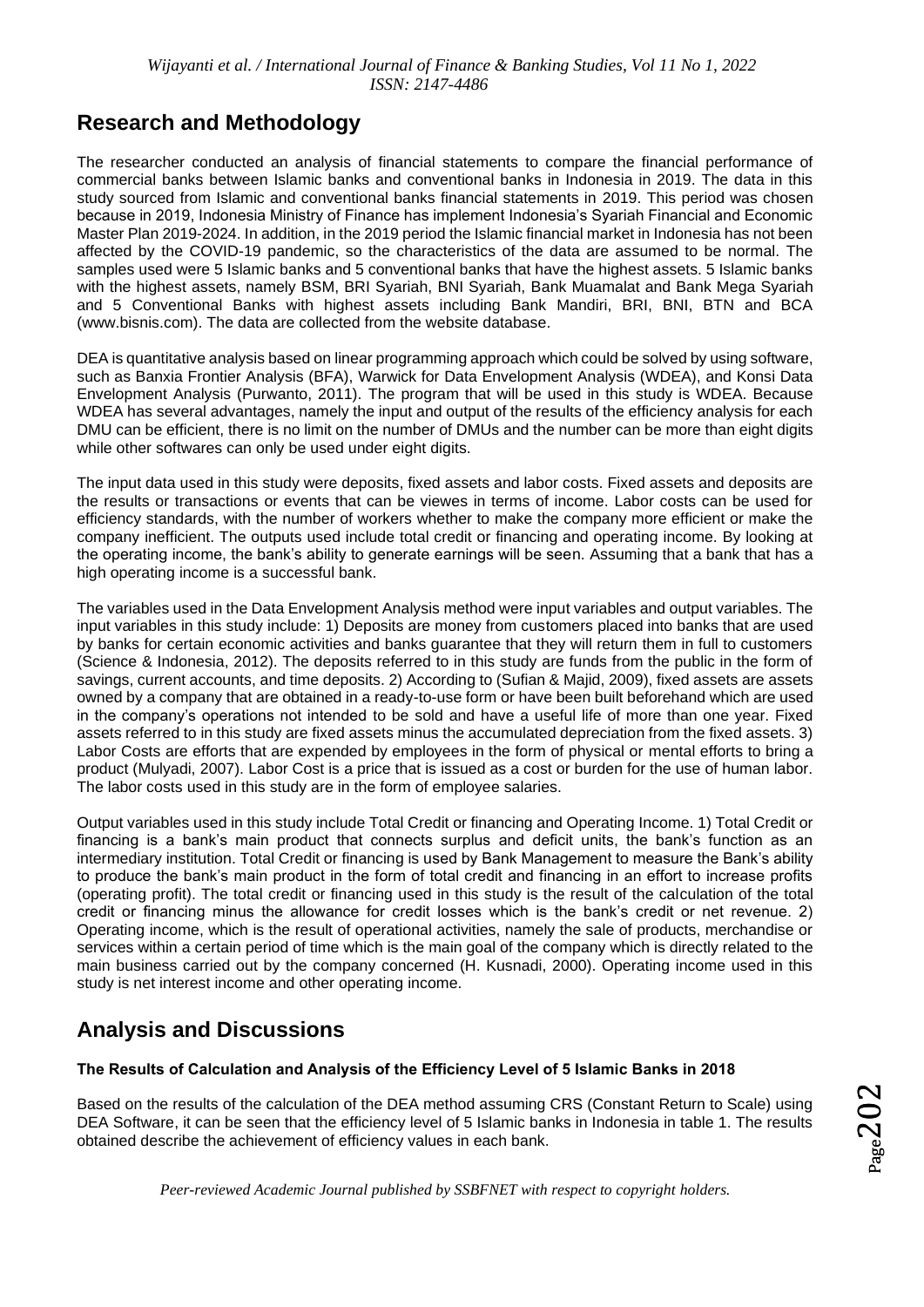## Research and Methodology

The researcher conducted an analysis of financial statements to compare the financial performance of commercial banks between Islamic banks and conventional banks in Indonesia in 2019. The data in this study sourced from Islamic and conventional banks financial statements in 2019. This period was chosen because in 2019, Indonesia Ministry of Finance has implement Indonesia's Syariah Financial and Economic Master Plan 2019-2024. In addition, in the 2019 period the Islamic financial market in Indonesia has not been affected by the COVID-19 pandemic, so the characteristics of the data are assumed to be normal. The samples used were 5 Islamic banks and 5 conventional banks that have the highest assets. 5 Islamic banks with the highest assets, namely BSM, BRI Syariah, BNI Syariah, Bank Muamalat and Bank Mega Syariah and 5 Conventional Banks with highest assets including Bank Mandiri, BRI, BNI, BTN and BCA (www.bisnis.com). The data are collected from the website database.

DEA is quantitative analysis based on linear programming approach which could be solved by using software, such as Banxia Frontier Analysis (BFA), Warwick for Data Envelopment Analysis (WDEA), and Konsi Data Envelopment Analysis (Purwanto, 2011). The program that will be used in this study is WDEA. Because WDEA has several advantages, namely the input and output of the results of the efficiency analysis for each DMU can be efficient, there is no limit on the number of DMUs and the number can be more than eight digits while other softwares can only be used under eight digits.

The input data used in this study were deposits, fixed assets and labor costs. Fixed assets and deposits are the results or transactions or events that can be viewes in terms of income. Labor costs can be used for efficiency standards, with the number of workers whether to make the company more efficient or make the company inefficient. The outputs used include total credit or financing and operating income. By looking at the operating income, the bank's ability to generate earnings will be seen. Assuming that a bank that has a high operating income is a successful bank.

The variables used in the Data Envelopment Analysis method were input variables and output variables. The input variables in this study include: 1) Deposits are money from customers placed into banks that are used by banks for certain economic activities and banks guarantee that they will return them in full to customers (Science & Indonesia, 2012). The deposits referred to in this study are funds from the public in the form of savings, current accounts, and time deposits. 2) According to (Sufian & Majid, 2009), fixed assets are assets owned by a company that are obtained in a ready-to-use form or have been built beforehand which are used in the company's operations not intended to be sold and have a useful life of more than one year. Fixed assets referred to in this study are fixed assets minus the accumulated depreciation from the fixed assets. 3) Labor Costs are efforts that are expended by employees in the form of physical or mental efforts to bring a product (Mulyadi, 2007). Labor Cost is a price that is issued as a cost or burden for the use of human labor. The labor costs used in this study are in the form of employee salaries.

Output variables used in this study include Total Credit or financing and Operating Income. 1) Total Credit or financing is a bank's main product that connects surplus and deficit units, the bank's function as an intermediary institution. Total Credit or financing is used by Bank Management to measure the Bank's ability to produce the bank's main product in the form of total credit and financing in an effort to increase profits (operating profit). The total credit or financing used in this study is the result of the calculation of the total credit or financing minus the allowance for credit losses which is the bank's credit or net revenue. 2) Operating income, which is the result of operational activities, namely the sale of products, merchandise or services within a certain period of time which is the main goal of the company which is directly related to the main business carried out by the company concerned (H. Kusnadi, 2000). Operating income used in this study is net interest income and other operating income.

## Analysis and Discussions

#### The Results of Calculation and Analysis of the Efficiency Level of 5 Islamic Banks in 2018

Based on the results of the calculation of the DEA method assuming CRS (Constant Return to Scale) using DEA Software, it can be seen that the efficiency level of 5 Islamic banks in Indonesia in table 1. The results obtained describe the achievement of efficiency values in each bank.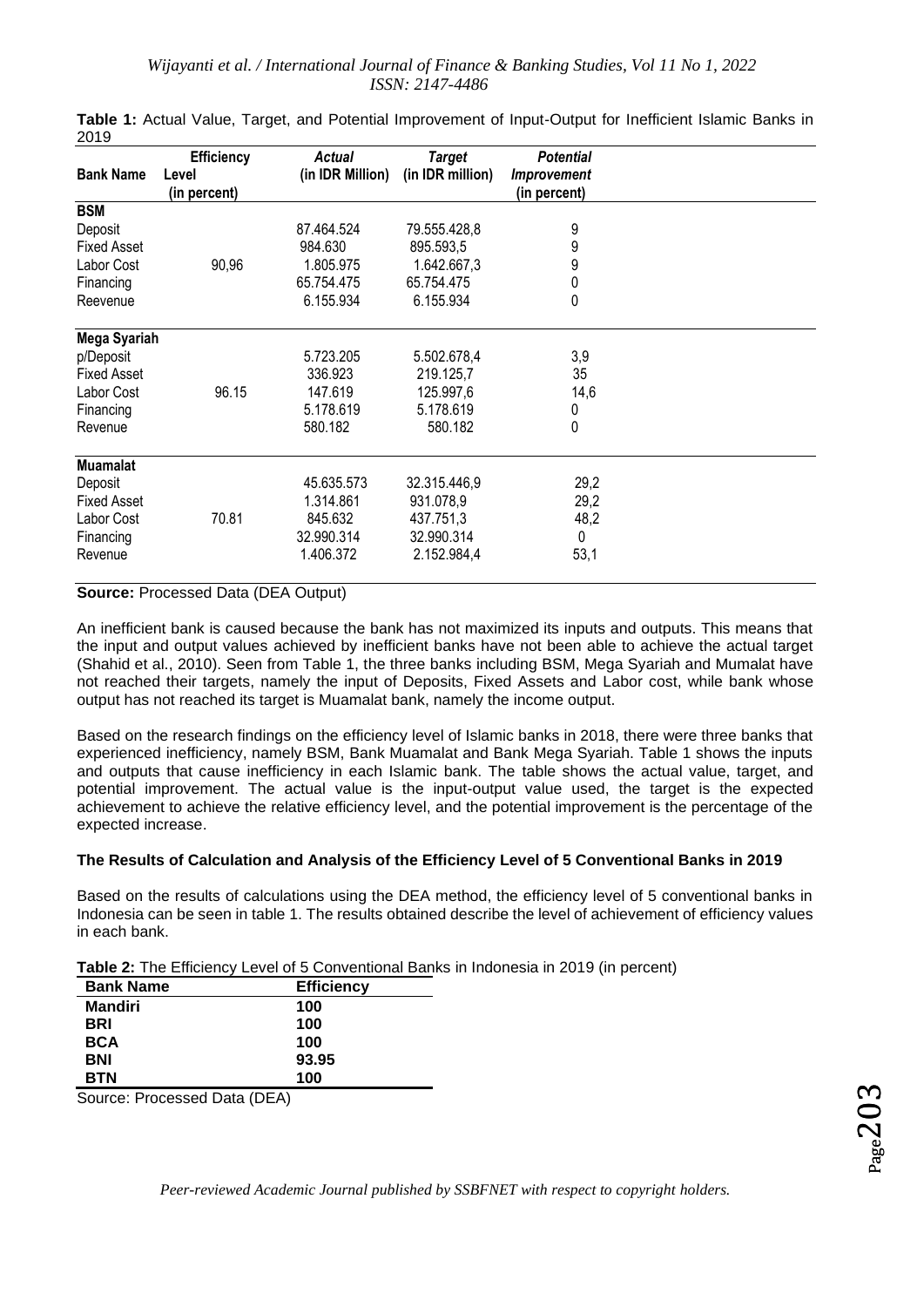**Table 1:** Actual Value, Target, and Potential Improvement of Input-Output for Inefficient Islamic Banks in 2019

| Bank Name | Efficiency Level (in percent) | *Actual* (in IDR Million) | *Target* (in IDR million) | *Potential Improvement* (in percent) |
|---|---|---|---|---|
| **BSM** | | | | |
| Deposit | | 87.464.524 | 79.555.428,8 | 9 |
| Fixed Asset | | 984.630 | 895.593,5 | 9 |
| Labor Cost | 90,96 | 1.805.975 | 1.642.667,3 | 9 |
| Financing | | 65.754.475 | 65.754.475 | 0 |
| Reevenue | | 6.155.934 | 6.155.934 | 0 |
| **Mega Syariah** | | | | |
| p/Deposit | | 5.723.205 | 5.502.678,4 | 3,9 |
| Fixed Asset | | 336.923 | 219.125,7 | 35 |
| Labor Cost | 96.15 | 147.619 | 125.997,6 | 14,6 |
| Financing | | 5.178.619 | 5.178.619 | 0 |
| Revenue | | 580.182 | 580.182 | 0 |
| **Muamalat** | | | | |
| Deposit | | 45.635.573 | 32.315.446,9 | 29,2 |
| Fixed Asset | | 1.314.861 | 931.078,9 | 29,2 |
| Labor Cost | 70.81 | 845.632 | 437.751,3 | 48,2 |
| Financing | | 32.990.314 | 32.990.314 | 0 |
| Revenue | | 1.406.372 | 2.152.984,4 | 53,1 |

**Source:** Processed Data (DEA Output)

An inefficient bank is caused because the bank has not maximized its inputs and outputs. This means that the input and output values achieved by inefficient banks have not been able to achieve the actual target (Shahid et al., 2010). Seen from Table 1, the three banks including BSM, Mega Syariah and Mumalat have not reached their targets, namely the input of Deposits, Fixed Assets and Labor cost, while bank whose output has not reached its target is Muamalat bank, namely the income output.

Based on the research findings on the efficiency level of Islamic banks in 2018, there were three banks that experienced inefficiency, namely BSM, Bank Muamalat and Bank Mega Syariah. Table 1 shows the inputs and outputs that cause inefficiency in each Islamic bank. The table shows the actual value, target, and potential improvement. The actual value is the input-output value used, the target is the expected achievement to achieve the relative efficiency level, and the potential improvement is the percentage of the expected increase.

### The Results of Calculation and Analysis of the Efficiency Level of 5 Conventional Banks in 2019

Based on the results of calculations using the DEA method, the efficiency level of 5 conventional banks in Indonesia can be seen in table 1. The results obtained describe the level of achievement of efficiency values in each bank.

**Table 2:** The Efficiency Level of 5 Conventional Banks in Indonesia in 2019 (in percent)

| Bank Name | Efficiency |
|---|---|
| **Mandiri** | **100** |
| **BRI** | **100** |
| **BCA** | **100** |
| **BNI** | **93.95** |
| **BTN** | **100** |

Source: Processed Data (DEA)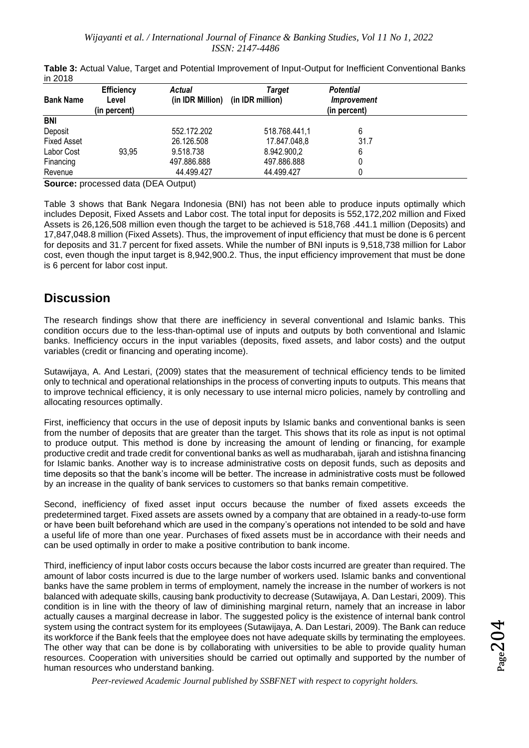**Table 3:** Actual Value, Target and Potential Improvement of Input-Output for Inefficient Conventional Banks in 2018

| Bank Name | Efficiency Level (in percent) | *Actual* (in IDR Million) | *Target* (in IDR million) | *Potential Improvement* (in percent) |
|---|---|---|---|---|
| **BNI** | | | | |
| Deposit | | 552.172.202 | 518.768.441,1 | 6 |
| Fixed Asset | | 26.126.508 | 17.847.048,8 | 31.7 |
| Labor Cost | 93,95 | 9.518.738 | 8.942.900,2 | 6 |
| Financing | | 497.886.888 | 497.886.888 | 0 |
| Revenue | | 44.499.427 | 44.499.427 | 0 |

**Source:** processed data (DEA Output)

Table 3 shows that Bank Negara Indonesia (BNI) has not been able to produce inputs optimally which includes Deposit, Fixed Assets and Labor cost. The total input for deposits is 552,172,202 million and Fixed Assets is 26,126,508 million even though the target to be achieved is 518,768 .441.1 million (Deposits) and 17,847,048.8 million (Fixed Assets). Thus, the improvement of input efficiency that must be done is 6 percent for deposits and 31.7 percent for fixed assets. While the number of BNI inputs is 9,518,738 million for Labor cost, even though the input target is 8,942,900.2. Thus, the input efficiency improvement that must be done is 6 percent for labor cost input.

## Discussion

The research findings show that there are inefficiency in several conventional and Islamic banks. This condition occurs due to the less-than-optimal use of inputs and outputs by both conventional and Islamic banks. Inefficiency occurs in the input variables (deposits, fixed assets, and labor costs) and the output variables (credit or financing and operating income).

Sutawijaya, A. And Lestari, (2009) states that the measurement of technical efficiency tends to be limited only to technical and operational relationships in the process of converting inputs to outputs. This means that to improve technical efficiency, it is only necessary to use internal micro policies, namely by controlling and allocating resources optimally.

First, inefficiency that occurs in the use of deposit inputs by Islamic banks and conventional banks is seen from the number of deposits that are greater than the target. This shows that its role as input is not optimal to produce output. This method is done by increasing the amount of lending or financing, for example productive credit and trade credit for conventional banks as well as mudharabah, ijarah and istishna financing for Islamic banks. Another way is to increase administrative costs on deposit funds, such as deposits and time deposits so that the bank's income will be better. The increase in administrative costs must be followed by an increase in the quality of bank services to customers so that banks remain competitive.

Second, inefficiency of fixed asset input occurs because the number of fixed assets exceeds the predetermined target. Fixed assets are assets owned by a company that are obtained in a ready-to-use form or have been built beforehand which are used in the company's operations not intended to be sold and have a useful life of more than one year. Purchases of fixed assets must be in accordance with their needs and can be used optimally in order to make a positive contribution to bank income.

Third, inefficiency of input labor costs occurs because the labor costs incurred are greater than required. The amount of labor costs incurred is due to the large number of workers used. Islamic banks and conventional banks have the same problem in terms of employment, namely the increase in the number of workers is not balanced with adequate skills, causing bank productivity to decrease (Sutawijaya, A. Dan Lestari, 2009). This condition is in line with the theory of law of diminishing marginal return, namely that an increase in labor actually causes a marginal decrease in labor. The suggested policy is the existence of internal bank control system using the contract system for its employees (Sutawijaya, A. Dan Lestari, 2009). The Bank can reduce its workforce if the Bank feels that the employee does not have adequate skills by terminating the employees. The other way that can be done is by collaborating with universities to be able to provide quality human resources. Cooperation with universities should be carried out optimally and supported by the number of human resources who understand banking.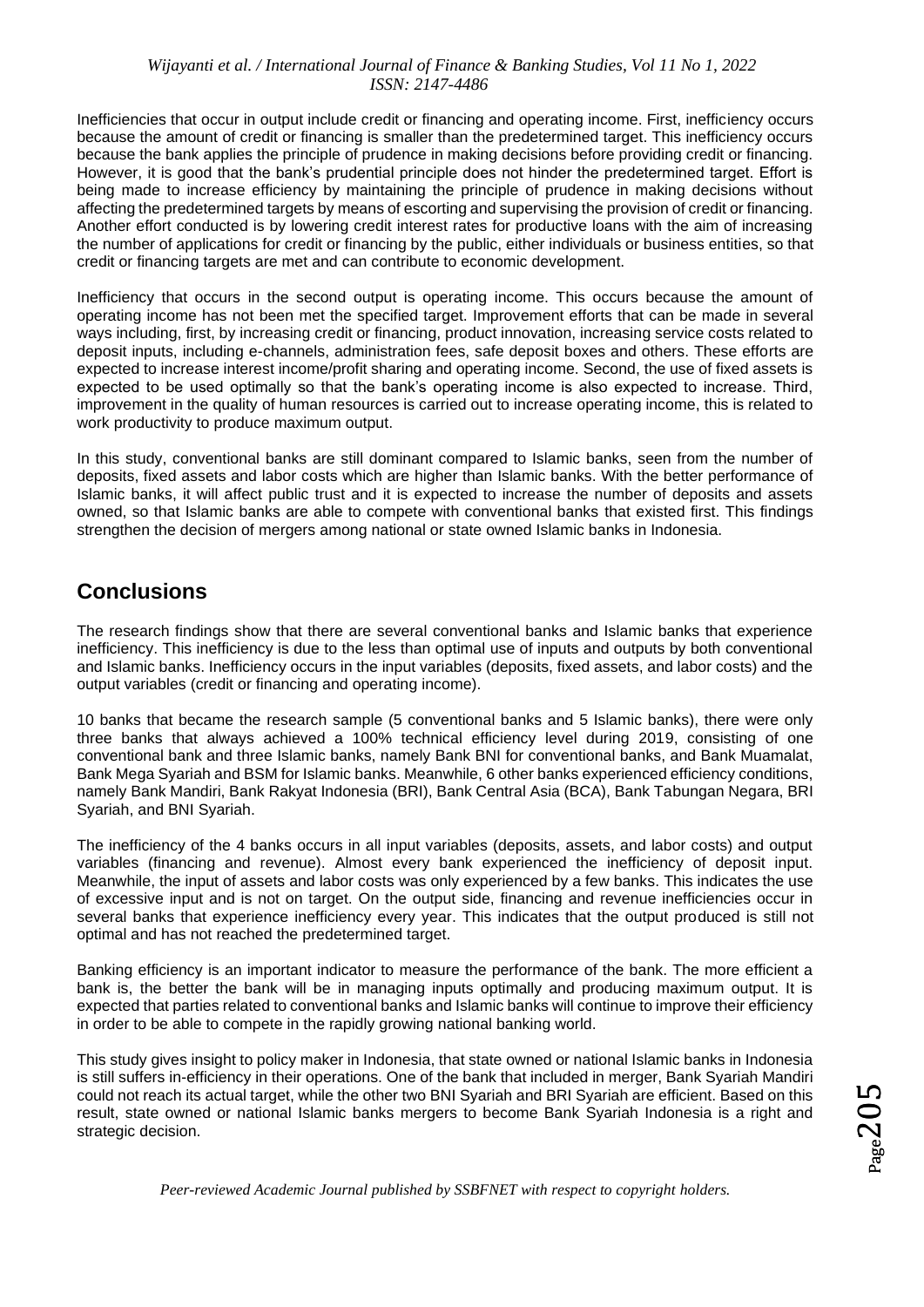Inefficiencies that occur in output include credit or financing and operating income. First, inefficiency occurs because the amount of credit or financing is smaller than the predetermined target. This inefficiency occurs because the bank applies the principle of prudence in making decisions before providing credit or financing. However, it is good that the bank's prudential principle does not hinder the predetermined target. Effort is being made to increase efficiency by maintaining the principle of prudence in making decisions without affecting the predetermined targets by means of escorting and supervising the provision of credit or financing. Another effort conducted is by lowering credit interest rates for productive loans with the aim of increasing the number of applications for credit or financing by the public, either individuals or business entities, so that credit or financing targets are met and can contribute to economic development.

Inefficiency that occurs in the second output is operating income. This occurs because the amount of operating income has not been met the specified target. Improvement efforts that can be made in several ways including, first, by increasing credit or financing, product innovation, increasing service costs related to deposit inputs, including e-channels, administration fees, safe deposit boxes and others. These efforts are expected to increase interest income/profit sharing and operating income. Second, the use of fixed assets is expected to be used optimally so that the bank's operating income is also expected to increase. Third, improvement in the quality of human resources is carried out to increase operating income, this is related to work productivity to produce maximum output.

In this study, conventional banks are still dominant compared to Islamic banks, seen from the number of deposits, fixed assets and labor costs which are higher than Islamic banks. With the better performance of Islamic banks, it will affect public trust and it is expected to increase the number of deposits and assets owned, so that Islamic banks are able to compete with conventional banks that existed first. This findings strengthen the decision of mergers among national or state owned Islamic banks in Indonesia.

## Conclusions

The research findings show that there are several conventional banks and Islamic banks that experience inefficiency. This inefficiency is due to the less than optimal use of inputs and outputs by both conventional and Islamic banks. Inefficiency occurs in the input variables (deposits, fixed assets, and labor costs) and the output variables (credit or financing and operating income).

10 banks that became the research sample (5 conventional banks and 5 Islamic banks), there were only three banks that always achieved a 100% technical efficiency level during 2019, consisting of one conventional bank and three Islamic banks, namely Bank BNI for conventional banks, and Bank Muamalat, Bank Mega Syariah and BSM for Islamic banks. Meanwhile, 6 other banks experienced efficiency conditions, namely Bank Mandiri, Bank Rakyat Indonesia (BRI), Bank Central Asia (BCA), Bank Tabungan Negara, BRI Syariah, and BNI Syariah.

The inefficiency of the 4 banks occurs in all input variables (deposits, assets, and labor costs) and output variables (financing and revenue). Almost every bank experienced the inefficiency of deposit input. Meanwhile, the input of assets and labor costs was only experienced by a few banks. This indicates the use of excessive input and is not on target. On the output side, financing and revenue inefficiencies occur in several banks that experience inefficiency every year. This indicates that the output produced is still not optimal and has not reached the predetermined target.

Banking efficiency is an important indicator to measure the performance of the bank. The more efficient a bank is, the better the bank will be in managing inputs optimally and producing maximum output. It is expected that parties related to conventional banks and Islamic banks will continue to improve their efficiency in order to be able to compete in the rapidly growing national banking world.

This study gives insight to policy maker in Indonesia, that state owned or national Islamic banks in Indonesia is still suffers in-efficiency in their operations. One of the bank that included in merger, Bank Syariah Mandiri could not reach its actual target, while the other two BNI Syariah and BRI Syariah are efficient. Based on this result, state owned or national Islamic banks mergers to become Bank Syariah Indonesia is a right and strategic decision.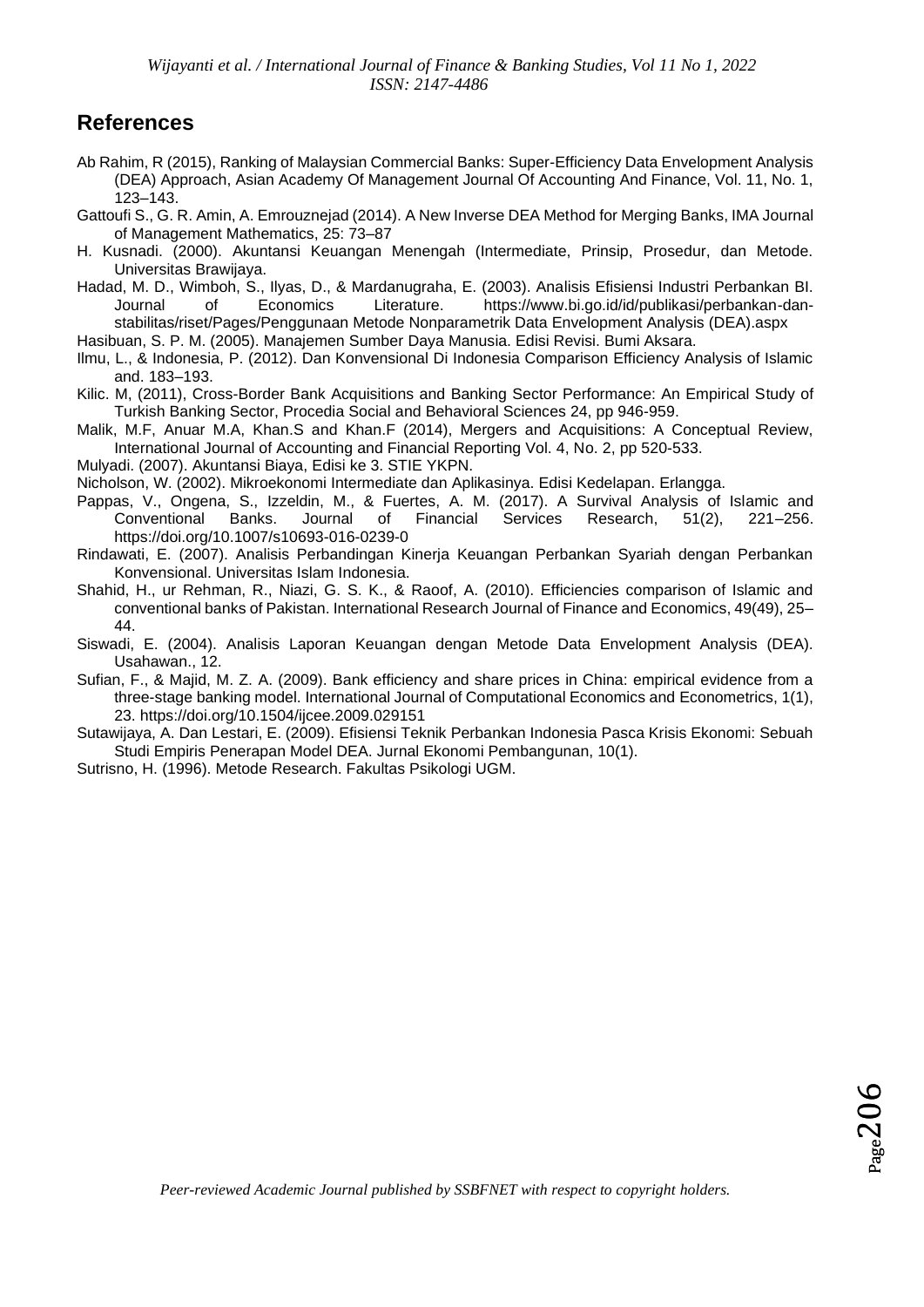## References

Ab Rahim, R (2015), Ranking of Malaysian Commercial Banks: Super-Efficiency Data Envelopment Analysis (DEA) Approach, Asian Academy Of Management Journal Of Accounting And Finance, Vol. 11, No. 1, 123–143.

Gattoufi S., G. R. Amin, A. Emrouznejad (2014). A New Inverse DEA Method for Merging Banks, IMA Journal of Management Mathematics, 25: 73–87

H. Kusnadi. (2000). Akuntansi Keuangan Menengah (Intermediate, Prinsip, Prosedur, dan Metode. Universitas Brawijaya.

Hadad, M. D., Wimboh, S., Ilyas, D., & Mardanugraha, E. (2003). Analisis Efisiensi Industri Perbankan BI. Journal of Economics Literature. https://www.bi.go.id/id/publikasi/perbankan-dan-stabilitas/riset/Pages/Penggunaan Metode Nonparametrik Data Envelopment Analysis (DEA).aspx

Hasibuan, S. P. M. (2005). Manajemen Sumber Daya Manusia. Edisi Revisi. Bumi Aksara.

Ilmu, L., & Indonesia, P. (2012). Dan Konvensional Di Indonesia Comparison Efficiency Analysis of Islamic and. 183–193.

Kilic. M, (2011), Cross-Border Bank Acquisitions and Banking Sector Performance: An Empirical Study of Turkish Banking Sector, Procedia Social and Behavioral Sciences 24, pp 946-959.

Malik, M.F, Anuar M.A, Khan.S and Khan.F (2014), Mergers and Acquisitions: A Conceptual Review, International Journal of Accounting and Financial Reporting Vol. 4, No. 2, pp 520-533.

Mulyadi. (2007). Akuntansi Biaya, Edisi ke 3. STIE YKPN.

Nicholson, W. (2002). Mikroekonomi Intermediate dan Aplikasinya. Edisi Kedelapan. Erlangga.

Pappas, V., Ongena, S., Izzeldin, M., & Fuertes, A. M. (2017). A Survival Analysis of Islamic and Conventional Banks. Journal of Financial Services Research, 51(2), 221–256. https://doi.org/10.1007/s10693-016-0239-0

Rindawati, E. (2007). Analisis Perbandingan Kinerja Keuangan Perbankan Syariah dengan Perbankan Konvensional. Universitas Islam Indonesia.

Shahid, H., ur Rehman, R., Niazi, G. S. K., & Raoof, A. (2010). Efficiencies comparison of Islamic and conventional banks of Pakistan. International Research Journal of Finance and Economics, 49(49), 25–44.

Siswadi, E. (2004). Analisis Laporan Keuangan dengan Metode Data Envelopment Analysis (DEA). Usahawan., 12.

Sufian, F., & Majid, M. Z. A. (2009). Bank efficiency and share prices in China: empirical evidence from a three-stage banking model. International Journal of Computational Economics and Econometrics, 1(1), 23. https://doi.org/10.1504/ijcee.2009.029151

Sutawijaya, A. Dan Lestari, E. (2009). Efisiensi Teknik Perbankan Indonesia Pasca Krisis Ekonomi: Sebuah Studi Empiris Penerapan Model DEA. Jurnal Ekonomi Pembangunan, 10(1).

Sutrisno, H. (1996). Metode Research. Fakultas Psikologi UGM.